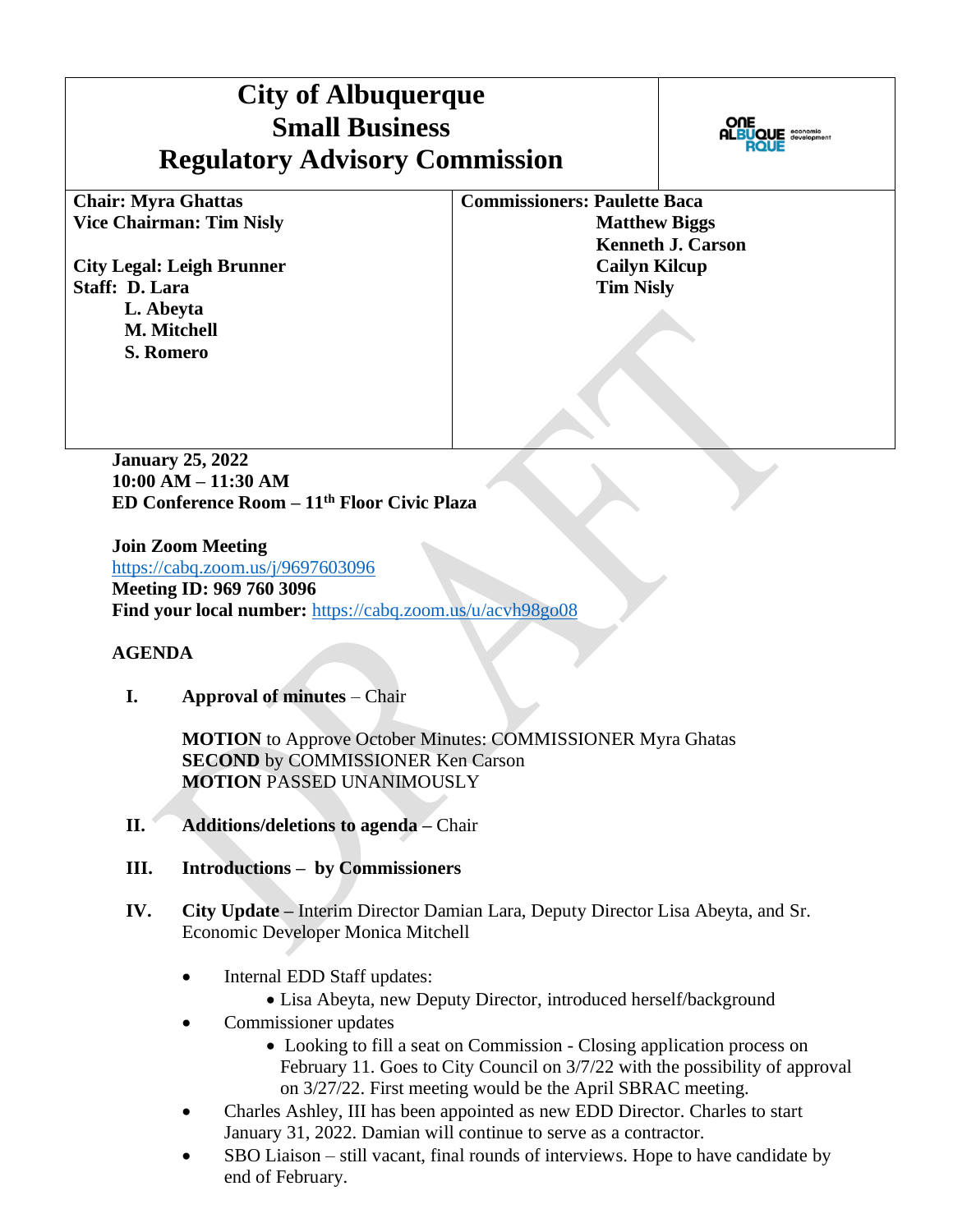# City of Albuquerque Small Business Regulatory Advisory Commission

| **Chair: Myra Ghattas**<br>**Vice Chairman: Tim Nisly**<br><br>**City Legal: Leigh Brunner**<br>**Staff: D. Lara**<br>**L. Abeyta**<br>**M. Mitchell**<br>**S. Romero** | **Commissioners: Paulette Baca**<br>**Matthew Biggs**<br>**Kenneth J. Carson**<br>**Cailyn Kilcup**<br>**Tim Nisly** |
|---|---|

**January 25, 2022**
**10:00 AM – 11:30 AM**
**ED Conference Room – 11th Floor Civic Plaza**

**Join Zoom Meeting**
https://cabq.zoom.us/j/9697603096
**Meeting ID: 969 760 3096**
**Find your local number:** https://cabq.zoom.us/u/acvh98go08

**AGENDA**

**I. Approval of minutes** – Chair

**MOTION** to Approve October Minutes: COMMISSIONER Myra Ghatas
**SECOND** by COMMISSIONER Ken Carson
**MOTION** PASSED UNANIMOUSLY

**II. Additions/deletions to agenda –** Chair

**III. Introductions – by Commissioners**

**IV. City Update –** Interim Director Damian Lara, Deputy Director Lisa Abeyta, and Sr. Economic Developer Monica Mitchell

- Internal EDD Staff updates:
  - Lisa Abeyta, new Deputy Director, introduced herself/background
- Commissioner updates
  - Looking to fill a seat on Commission - Closing application process on February 11. Goes to City Council on 3/7/22 with the possibility of approval on 3/27/22. First meeting would be the April SBRAC meeting.
- Charles Ashley, III has been appointed as new EDD Director. Charles to start January 31, 2022. Damian will continue to serve as a contractor.
- SBO Liaison – still vacant, final rounds of interviews. Hope to have candidate by end of February.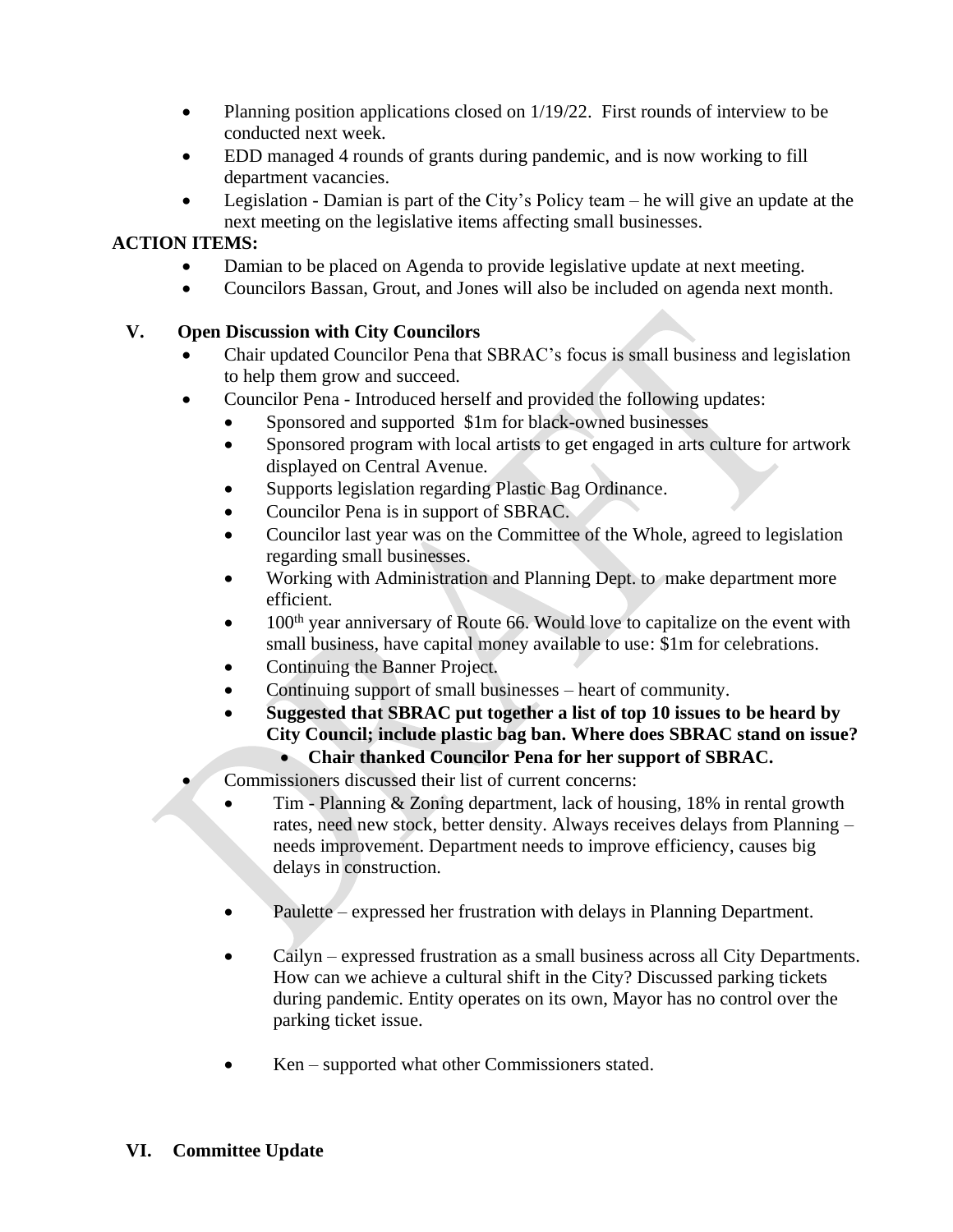- Planning position applications closed on 1/19/22. First rounds of interview to be conducted next week.
- EDD managed 4 rounds of grants during pandemic, and is now working to fill department vacancies.
- Legislation - Damian is part of the City's Policy team – he will give an update at the next meeting on the legislative items affecting small businesses.

**ACTION ITEMS:**

- Damian to be placed on Agenda to provide legislative update at next meeting.
- Councilors Bassan, Grout, and Jones will also be included on agenda next month.

## V. Open Discussion with City Councilors

- Chair updated Councilor Pena that SBRAC's focus is small business and legislation to help them grow and succeed.
- Councilor Pena - Introduced herself and provided the following updates:
  - Sponsored and supported $1m for black-owned businesses
  - Sponsored program with local artists to get engaged in arts culture for artwork displayed on Central Avenue.
  - Supports legislation regarding Plastic Bag Ordinance.
  - Councilor Pena is in support of SBRAC.
  - Councilor last year was on the Committee of the Whole, agreed to legislation regarding small businesses.
  - Working with Administration and Planning Dept. to make department more efficient.
  - 100th year anniversary of Route 66. Would love to capitalize on the event with small business, have capital money available to use: $1m for celebrations.
  - Continuing the Banner Project.
  - Continuing support of small businesses – heart of community.
  - **Suggested that SBRAC put together a list of top 10 issues to be heard by City Council; include plastic bag ban. Where does SBRAC stand on issue?**
    - **Chair thanked Councilor Pena for her support of SBRAC.**
- Commissioners discussed their list of current concerns:
  - Tim - Planning & Zoning department, lack of housing, 18% in rental growth rates, need new stock, better density. Always receives delays from Planning – needs improvement. Department needs to improve efficiency, causes big delays in construction.
  - Paulette – expressed her frustration with delays in Planning Department.
  - Cailyn – expressed frustration as a small business across all City Departments. How can we achieve a cultural shift in the City? Discussed parking tickets during pandemic. Entity operates on its own, Mayor has no control over the parking ticket issue.
  - Ken – supported what other Commissioners stated.

## VI. Committee Update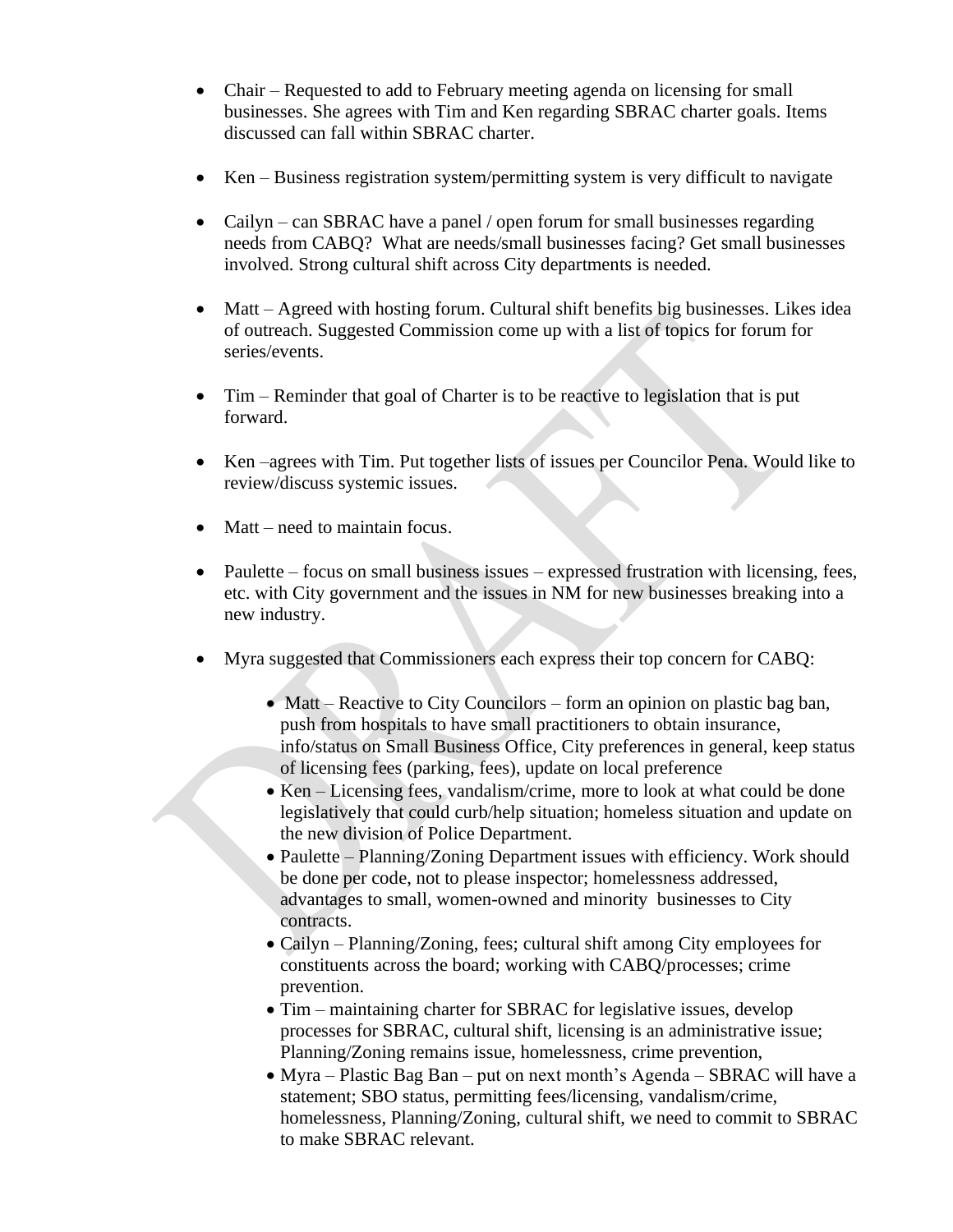- Chair – Requested to add to February meeting agenda on licensing for small businesses. She agrees with Tim and Ken regarding SBRAC charter goals. Items discussed can fall within SBRAC charter.

- Ken – Business registration system/permitting system is very difficult to navigate

- Cailyn – can SBRAC have a panel / open forum for small businesses regarding needs from CABQ? What are needs/small businesses facing? Get small businesses involved. Strong cultural shift across City departments is needed.

- Matt – Agreed with hosting forum. Cultural shift benefits big businesses. Likes idea of outreach. Suggested Commission come up with a list of topics for forum for series/events.

- Tim – Reminder that goal of Charter is to be reactive to legislation that is put forward.

- Ken –agrees with Tim. Put together lists of issues per Councilor Pena. Would like to review/discuss systemic issues.

- Matt – need to maintain focus.

- Paulette – focus on small business issues – expressed frustration with licensing, fees, etc. with City government and the issues in NM for new businesses breaking into a new industry.

- Myra suggested that Commissioners each express their top concern for CABQ:
  - Matt – Reactive to City Councilors – form an opinion on plastic bag ban, push from hospitals to have small practitioners to obtain insurance, info/status on Small Business Office, City preferences in general, keep status of licensing fees (parking, fees), update on local preference
  - Ken – Licensing fees, vandalism/crime, more to look at what could be done legislatively that could curb/help situation; homeless situation and update on the new division of Police Department.
  - Paulette – Planning/Zoning Department issues with efficiency. Work should be done per code, not to please inspector; homelessness addressed, advantages to small, women-owned and minority businesses to City contracts.
  - Cailyn – Planning/Zoning, fees; cultural shift among City employees for constituents across the board; working with CABQ/processes; crime prevention.
  - Tim – maintaining charter for SBRAC for legislative issues, develop processes for SBRAC, cultural shift, licensing is an administrative issue; Planning/Zoning remains issue, homelessness, crime prevention,
  - Myra – Plastic Bag Ban – put on next month's Agenda – SBRAC will have a statement; SBO status, permitting fees/licensing, vandalism/crime, homelessness, Planning/Zoning, cultural shift, we need to commit to SBRAC to make SBRAC relevant.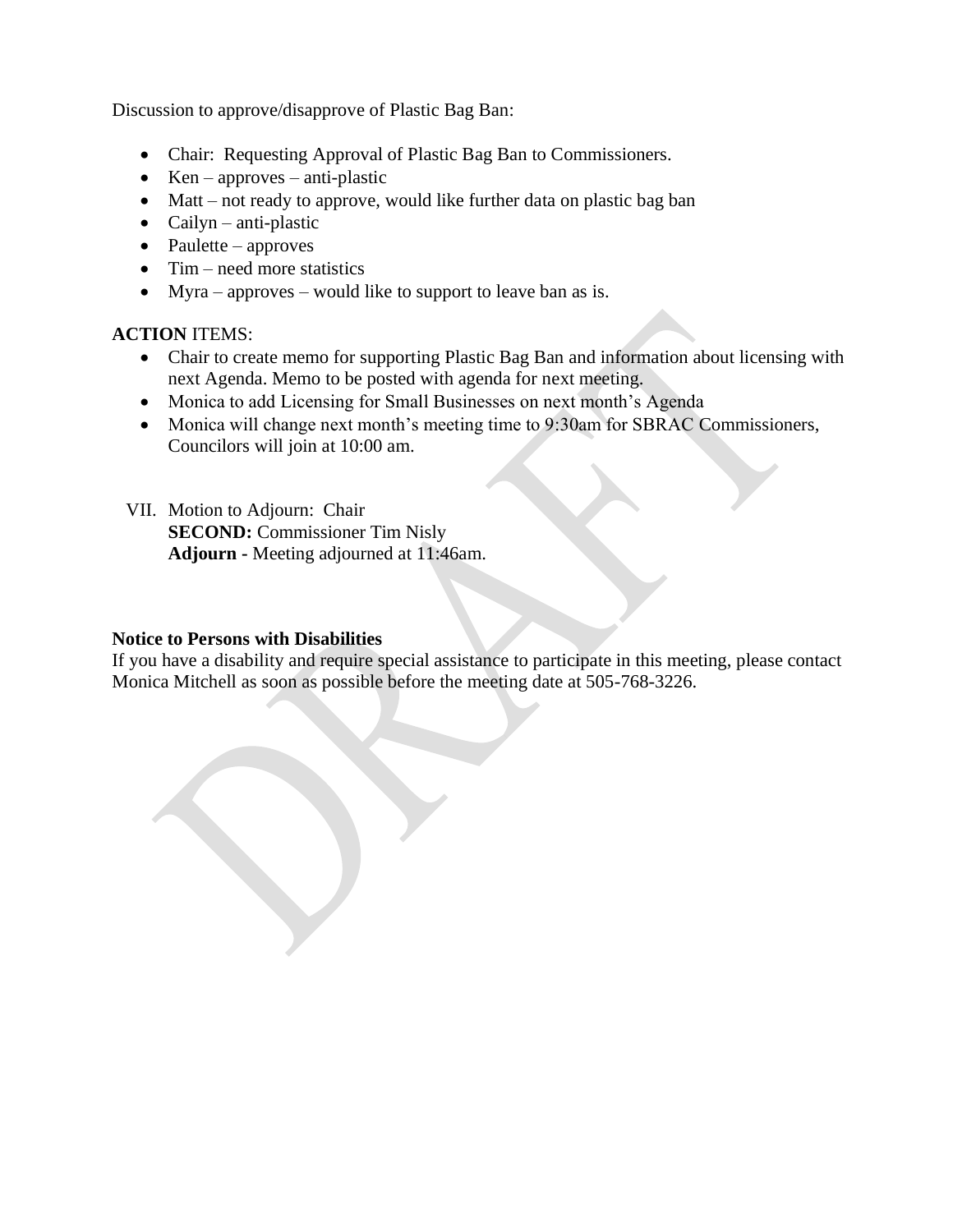Discussion to approve/disapprove of Plastic Bag Ban:

- Chair: Requesting Approval of Plastic Bag Ban to Commissioners.
- Ken – approves – anti-plastic
- Matt – not ready to approve, would like further data on plastic bag ban
- Cailyn – anti-plastic
- Paulette – approves
- Tim – need more statistics
- Myra – approves – would like to support to leave ban as is.

**ACTION** ITEMS:

- Chair to create memo for supporting Plastic Bag Ban and information about licensing with next Agenda. Memo to be posted with agenda for next meeting.
- Monica to add Licensing for Small Businesses on next month's Agenda
- Monica will change next month's meeting time to 9:30am for SBRAC Commissioners, Councilors will join at 10:00 am.

VII. Motion to Adjourn: Chair
**SECOND:** Commissioner Tim Nisly
**Adjourn -** Meeting adjourned at 11:46am.

**Notice to Persons with Disabilities**
If you have a disability and require special assistance to participate in this meeting, please contact Monica Mitchell as soon as possible before the meeting date at 505-768-3226.